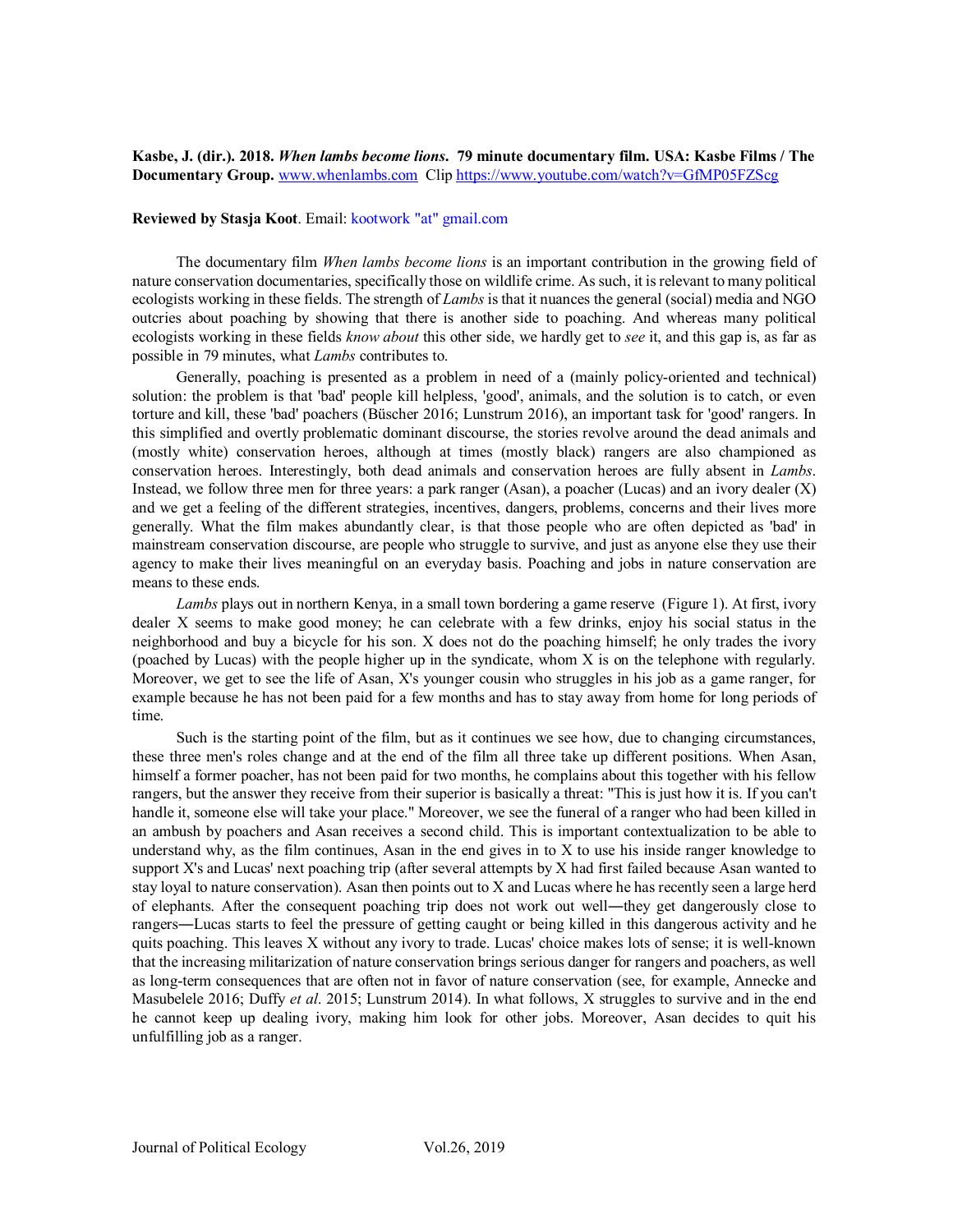**Kasbe, J. (dir.). 2018. *When lambs become lions*. 79 minute documentary film. USA: Kasbe Films / The Documentary Group.** www.whenlambs.com Clip https://www.youtube.com/watch?v=GfMP05FZScg

**Reviewed by Stasja Koot**. Email: kootwork "at" gmail.com

The documentary film *When lambs become lions* is an important contribution in the growing field of nature conservation documentaries, specifically those on wildlife crime. As such, it is relevant to many political ecologists working in these fields. The strength of *Lambs* is that it nuances the general (social) media and NGO outcries about poaching by showing that there is another side to poaching. And whereas many political ecologists working in these fields *know about* this other side, we hardly get to *see* it, and this gap is, as far as possible in 79 minutes, what *Lambs* contributes to.

Generally, poaching is presented as a problem in need of a (mainly policy-oriented and technical) solution: the problem is that 'bad' people kill helpless, 'good', animals, and the solution is to catch, or even torture and kill, these 'bad' poachers (Büscher 2016; Lunstrum 2016), an important task for 'good' rangers. In this simplified and overtly problematic dominant discourse, the stories revolve around the dead animals and (mostly white) conservation heroes, although at times (mostly black) rangers are also championed as conservation heroes. Interestingly, both dead animals and conservation heroes are fully absent in *Lambs*. Instead, we follow three men for three years: a park ranger (Asan), a poacher (Lucas) and an ivory dealer (X) and we get a feeling of the different strategies, incentives, dangers, problems, concerns and their lives more generally. What the film makes abundantly clear, is that those people who are often depicted as 'bad' in mainstream conservation discourse, are people who struggle to survive, and just as anyone else they use their agency to make their lives meaningful on an everyday basis. Poaching and jobs in nature conservation are means to these ends.

*Lambs* plays out in northern Kenya, in a small town bordering a game reserve (Figure 1). At first, ivory dealer X seems to make good money; he can celebrate with a few drinks, enjoy his social status in the neighborhood and buy a bicycle for his son. X does not do the poaching himself; he only trades the ivory (poached by Lucas) with the people higher up in the syndicate, whom X is on the telephone with regularly. Moreover, we get to see the life of Asan, X's younger cousin who struggles in his job as a game ranger, for example because he has not been paid for a few months and has to stay away from home for long periods of time.

Such is the starting point of the film, but as it continues we see how, due to changing circumstances, these three men's roles change and at the end of the film all three take up different positions. When Asan, himself a former poacher, has not been paid for two months, he complains about this together with his fellow rangers, but the answer they receive from their superior is basically a threat: "This is just how it is. If you can't handle it, someone else will take your place." Moreover, we see the funeral of a ranger who had been killed in an ambush by poachers and Asan receives a second child. This is important contextualization to be able to understand why, as the film continues, Asan in the end gives in to X to use his inside ranger knowledge to support X's and Lucas' next poaching trip (after several attempts by X had first failed because Asan wanted to stay loyal to nature conservation). Asan then points out to X and Lucas where he has recently seen a large herd of elephants. After the consequent poaching trip does not work out well―they get dangerously close to rangers―Lucas starts to feel the pressure of getting caught or being killed in this dangerous activity and he quits poaching. This leaves X without any ivory to trade. Lucas' choice makes lots of sense; it is well-known that the increasing militarization of nature conservation brings serious danger for rangers and poachers, as well as long-term consequences that are often not in favor of nature conservation (see, for example, Annecke and Masubelele 2016; Duffy *et al*. 2015; Lunstrum 2014). In what follows, X struggles to survive and in the end he cannot keep up dealing ivory, making him look for other jobs. Moreover, Asan decides to quit his unfulfilling job as a ranger.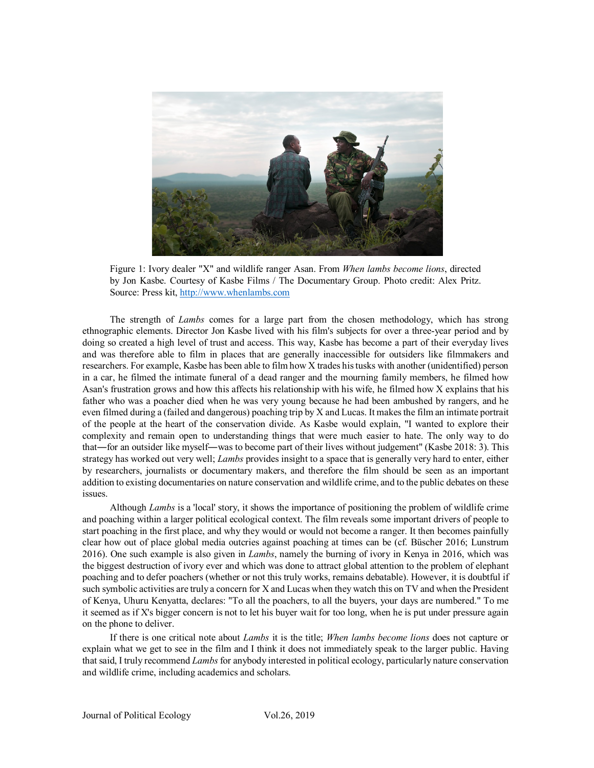Figure 1: Ivory dealer "X" and wildlife ranger Asan. From *When lambs become lions*, directed by Jon Kasbe. Courtesy of Kasbe Films / The Documentary Group. Photo credit: Alex Pritz. Source: Press kit, http://www.whenlambs.com

The strength of *Lambs* comes for a large part from the chosen methodology, which has strong ethnographic elements. Director Jon Kasbe lived with his film's subjects for over a three-year period and by doing so created a high level of trust and access. This way, Kasbe has become a part of their everyday lives and was therefore able to film in places that are generally inaccessible for outsiders like filmmakers and researchers. For example, Kasbe has been able to film how X trades his tusks with another (unidentified) person in a car, he filmed the intimate funeral of a dead ranger and the mourning family members, he filmed how Asan's frustration grows and how this affects his relationship with his wife, he filmed how X explains that his father who was a poacher died when he was very young because he had been ambushed by rangers, and he even filmed during a (failed and dangerous) poaching trip by X and Lucas. It makes the film an intimate portrait of the people at the heart of the conservation divide. As Kasbe would explain, "I wanted to explore their complexity and remain open to understanding things that were much easier to hate. The only way to do that—for an outsider like myself—was to become part of their lives without judgement" (Kasbe 2018: 3). This strategy has worked out very well; *Lambs* provides insight to a space that is generally very hard to enter, either by researchers, journalists or documentary makers, and therefore the film should be seen as an important addition to existing documentaries on nature conservation and wildlife crime, and to the public debates on these issues.

Although *Lambs* is a 'local' story, it shows the importance of positioning the problem of wildlife crime and poaching within a larger political ecological context. The film reveals some important drivers of people to start poaching in the first place, and why they would or would not become a ranger. It then becomes painfully clear how out of place global media outcries against poaching at times can be (cf. Büscher 2016; Lunstrum 2016). One such example is also given in *Lambs*, namely the burning of ivory in Kenya in 2016, which was the biggest destruction of ivory ever and which was done to attract global attention to the problem of elephant poaching and to defer poachers (whether or not this truly works, remains debatable). However, it is doubtful if such symbolic activities are truly a concern for X and Lucas when they watch this on TV and when the President of Kenya, Uhuru Kenyatta, declares: "To all the poachers, to all the buyers, your days are numbered." To me it seemed as if X's bigger concern is not to let his buyer wait for too long, when he is put under pressure again on the phone to deliver.

If there is one critical note about *Lambs* it is the title; *When lambs become lions* does not capture or explain what we get to see in the film and I think it does not immediately speak to the larger public. Having that said, I truly recommend *Lambs* for anybody interested in political ecology, particularly nature conservation and wildlife crime, including academics and scholars.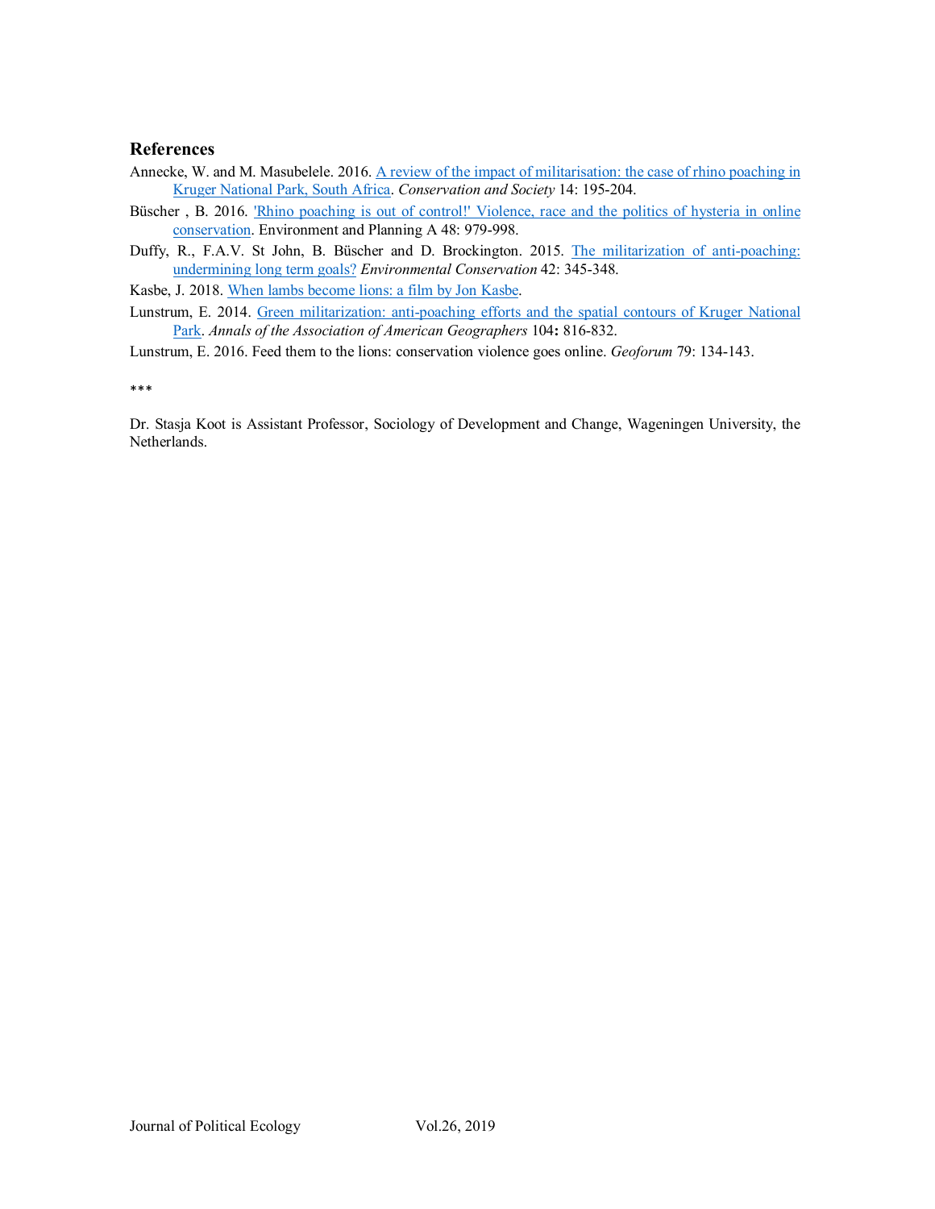## References

Annecke, W. and M. Masubelele. 2016. A review of the impact of militarisation: the case of rhino poaching in Kruger National Park, South Africa. *Conservation and Society* 14: 195-204.

Büscher , B. 2016. 'Rhino poaching is out of control!' Violence, race and the politics of hysteria in online conservation. Environment and Planning A 48: 979-998.

Duffy, R., F.A.V. St John, B. Büscher and D. Brockington. 2015. The militarization of anti-poaching: undermining long term goals? *Environmental Conservation* 42: 345-348.

Kasbe, J. 2018. When lambs become lions: a film by Jon Kasbe.

Lunstrum, E. 2014. Green militarization: anti-poaching efforts and the spatial contours of Kruger National Park. *Annals of the Association of American Geographers* 104**:** 816-832.

Lunstrum, E. 2016. Feed them to the lions: conservation violence goes online. *Geoforum* 79: 134-143.

***

Dr. Stasja Koot is Assistant Professor, Sociology of Development and Change, Wageningen University, the Netherlands.